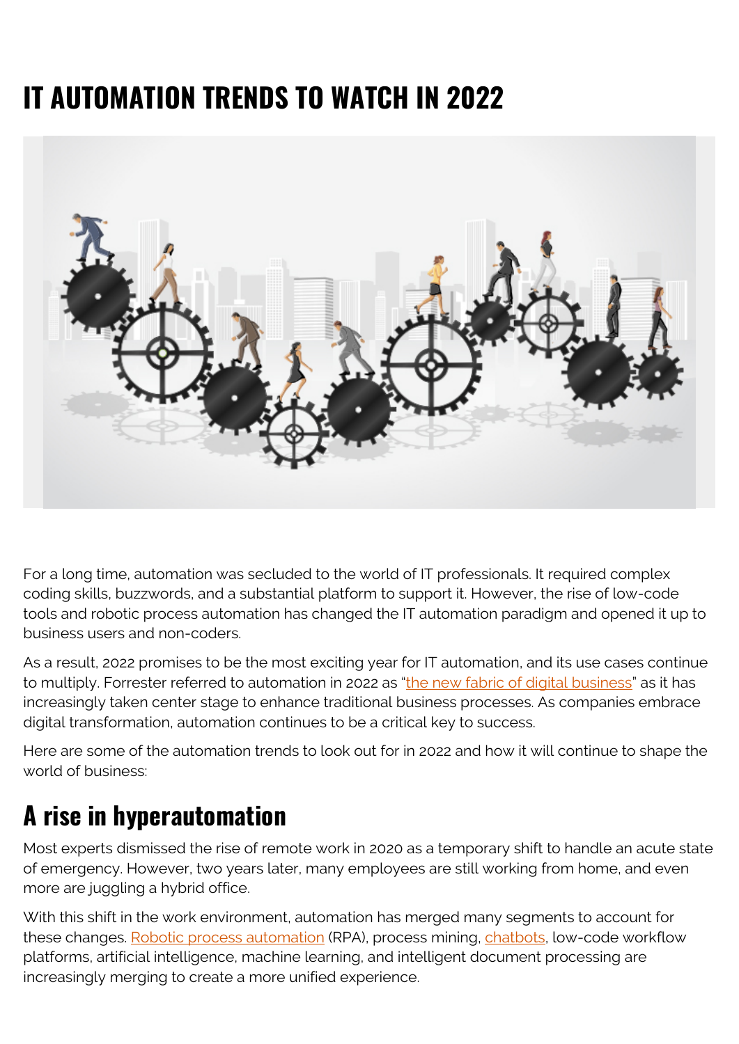# IT AUTOMATION TRENDS TO WATCH IN 2022

For a long time, automation was secluded to the world of IT professionals. It required complex coding skills, buzzwords, and a substantial platform to support it. However, the rise of low-code tools and robotic process automation has changed the IT automation paradigm and opened it up to business users and non-coders.

As a result, 2022 promises to be the most exciting year for IT automation, and its use cases continue to multiply. Forrester referred to automation in 2022 as "the new fabric of digital business" as it has increasingly taken center stage to enhance traditional business processes. As companies embrace digital transformation, automation continues to be a critical key to success.

Here are some of the automation trends to look out for in 2022 and how it will continue to shape the world of business:

## A rise in hyperautomation

Most experts dismissed the rise of remote work in 2020 as a temporary shift to handle an acute state of emergency. However, two years later, many employees are still working from home, and even more are juggling a hybrid office.

With this shift in the work environment, automation has merged many segments to account for these changes. Robotic process automation (RPA), process mining, chatbots, low-code workflow platforms, artificial intelligence, machine learning, and intelligent document processing are increasingly merging to create a more unified experience.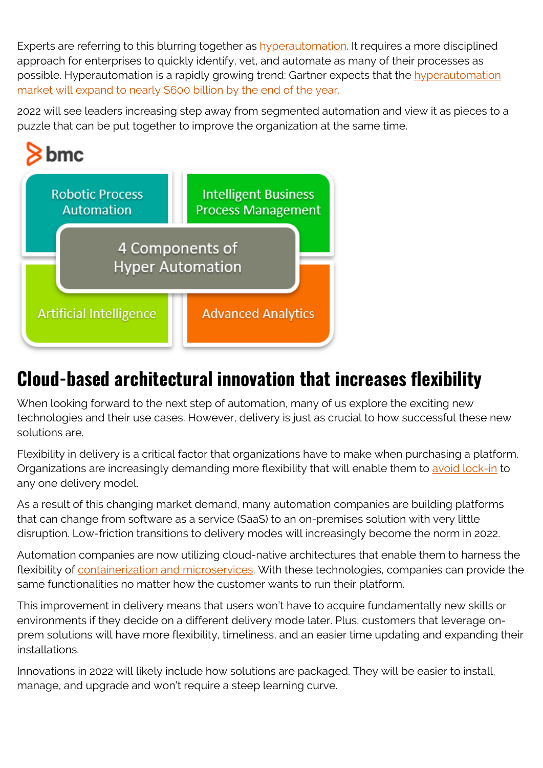Experts are referring to this blurring together as hyperautomation. It requires a more disciplined approach for enterprises to quickly identify, vet, and automate as many of their processes as possible. Hyperautomation is a rapidly growing trend: Gartner expects that the hyperautomation market will expand to nearly $600 billion by the end of the year.

2022 will see leaders increasing step away from segmented automation and view it as pieces to a puzzle that can be put together to improve the organization at the same time.

bmc

Robotic Process Automation

Intelligent Business Process Management

4 Components of Hyper Automation

Artificial Intelligence

Advanced Analytics

## Cloud-based architectural innovation that increases flexibility

When looking forward to the next step of automation, many of us explore the exciting new technologies and their use cases. However, delivery is just as crucial to how successful these new solutions are.

Flexibility in delivery is a critical factor that organizations have to make when purchasing a platform. Organizations are increasingly demanding more flexibility that will enable them to avoid lock-in to any one delivery model.

As a result of this changing market demand, many automation companies are building platforms that can change from software as a service (SaaS) to an on-premises solution with very little disruption. Low-friction transitions to delivery modes will increasingly become the norm in 2022.

Automation companies are now utilizing cloud-native architectures that enable them to harness the flexibility of containerization and microservices. With these technologies, companies can provide the same functionalities no matter how the customer wants to run their platform.

This improvement in delivery means that users won't have to acquire fundamentally new skills or environments if they decide on a different delivery mode later. Plus, customers that leverage on-prem solutions will have more flexibility, timeliness, and an easier time updating and expanding their installations.

Innovations in 2022 will likely include how solutions are packaged. They will be easier to install, manage, and upgrade and won't require a steep learning curve.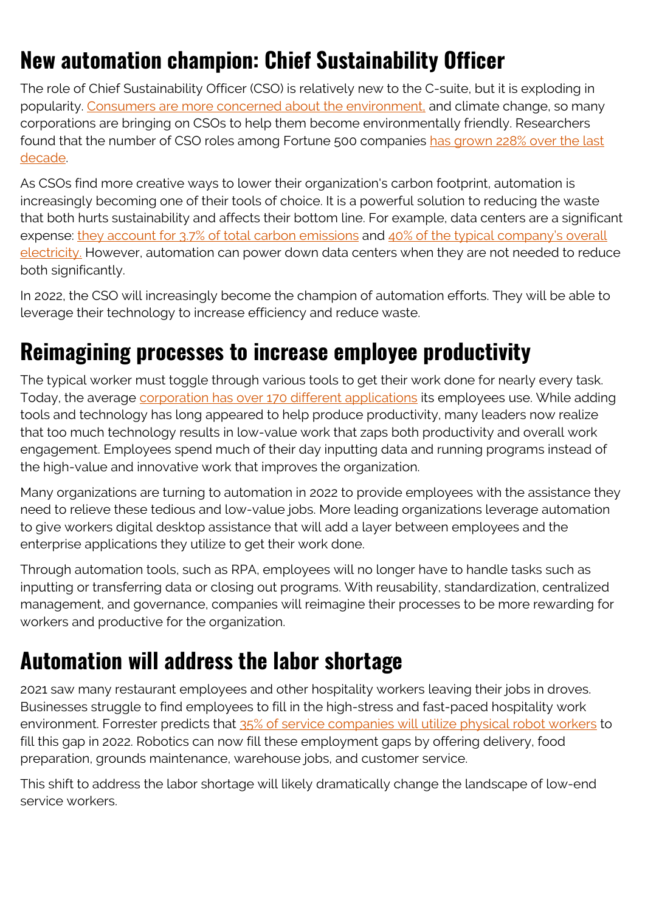## New automation champion: Chief Sustainability Officer

The role of Chief Sustainability Officer (CSO) is relatively new to the C-suite, but it is exploding in popularity. Consumers are more concerned about the environment, and climate change, so many corporations are bringing on CSOs to help them become environmentally friendly. Researchers found that the number of CSO roles among Fortune 500 companies has grown 228% over the last decade.

As CSOs find more creative ways to lower their organization's carbon footprint, automation is increasingly becoming one of their tools of choice. It is a powerful solution to reducing the waste that both hurts sustainability and affects their bottom line. For example, data centers are a significant expense: they account for 3.7% of total carbon emissions and 40% of the typical company's overall electricity. However, automation can power down data centers when they are not needed to reduce both significantly.

In 2022, the CSO will increasingly become the champion of automation efforts. They will be able to leverage their technology to increase efficiency and reduce waste.

## Reimagining processes to increase employee productivity

The typical worker must toggle through various tools to get their work done for nearly every task. Today, the average corporation has over 170 different applications its employees use. While adding tools and technology has long appeared to help produce productivity, many leaders now realize that too much technology results in low-value work that zaps both productivity and overall work engagement. Employees spend much of their day inputting data and running programs instead of the high-value and innovative work that improves the organization.

Many organizations are turning to automation in 2022 to provide employees with the assistance they need to relieve these tedious and low-value jobs. More leading organizations leverage automation to give workers digital desktop assistance that will add a layer between employees and the enterprise applications they utilize to get their work done.

Through automation tools, such as RPA, employees will no longer have to handle tasks such as inputting or transferring data or closing out programs. With reusability, standardization, centralized management, and governance, companies will reimagine their processes to be more rewarding for workers and productive for the organization.

## Automation will address the labor shortage

2021 saw many restaurant employees and other hospitality workers leaving their jobs in droves. Businesses struggle to find employees to fill in the high-stress and fast-paced hospitality work environment. Forrester predicts that 35% of service companies will utilize physical robot workers to fill this gap in 2022. Robotics can now fill these employment gaps by offering delivery, food preparation, grounds maintenance, warehouse jobs, and customer service.

This shift to address the labor shortage will likely dramatically change the landscape of low-end service workers.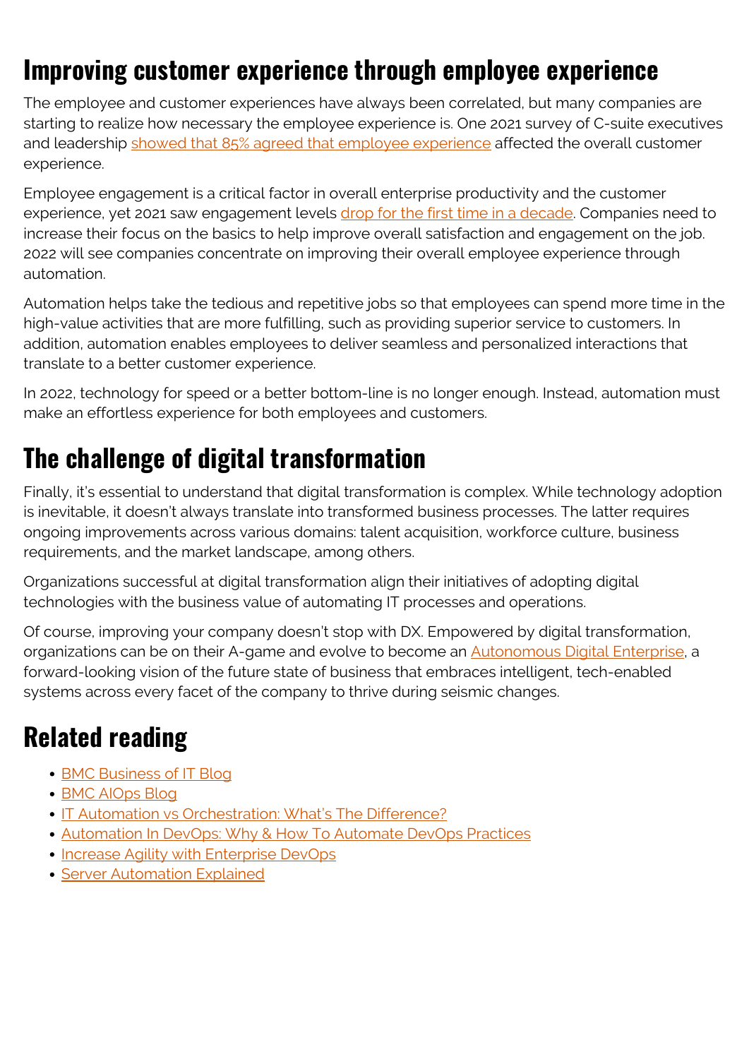## Improving customer experience through employee experience

The employee and customer experiences have always been correlated, but many companies are starting to realize how necessary the employee experience is. One 2021 survey of C-suite executives and leadership showed that 85% agreed that employee experience affected the overall customer experience.

Employee engagement is a critical factor in overall enterprise productivity and the customer experience, yet 2021 saw engagement levels drop for the first time in a decade. Companies need to increase their focus on the basics to help improve overall satisfaction and engagement on the job. 2022 will see companies concentrate on improving their overall employee experience through automation.

Automation helps take the tedious and repetitive jobs so that employees can spend more time in the high-value activities that are more fulfilling, such as providing superior service to customers. In addition, automation enables employees to deliver seamless and personalized interactions that translate to a better customer experience.

In 2022, technology for speed or a better bottom-line is no longer enough. Instead, automation must make an effortless experience for both employees and customers.

## The challenge of digital transformation

Finally, it's essential to understand that digital transformation is complex. While technology adoption is inevitable, it doesn't always translate into transformed business processes. The latter requires ongoing improvements across various domains: talent acquisition, workforce culture, business requirements, and the market landscape, among others.

Organizations successful at digital transformation align their initiatives of adopting digital technologies with the business value of automating IT processes and operations.

Of course, improving your company doesn't stop with DX. Empowered by digital transformation, organizations can be on their A-game and evolve to become an Autonomous Digital Enterprise, a forward-looking vision of the future state of business that embraces intelligent, tech-enabled systems across every facet of the company to thrive during seismic changes.

## Related reading

- BMC Business of IT Blog
- BMC AIOps Blog
- IT Automation vs Orchestration: What's The Difference?
- Automation In DevOps: Why & How To Automate DevOps Practices
- Increase Agility with Enterprise DevOps
- Server Automation Explained